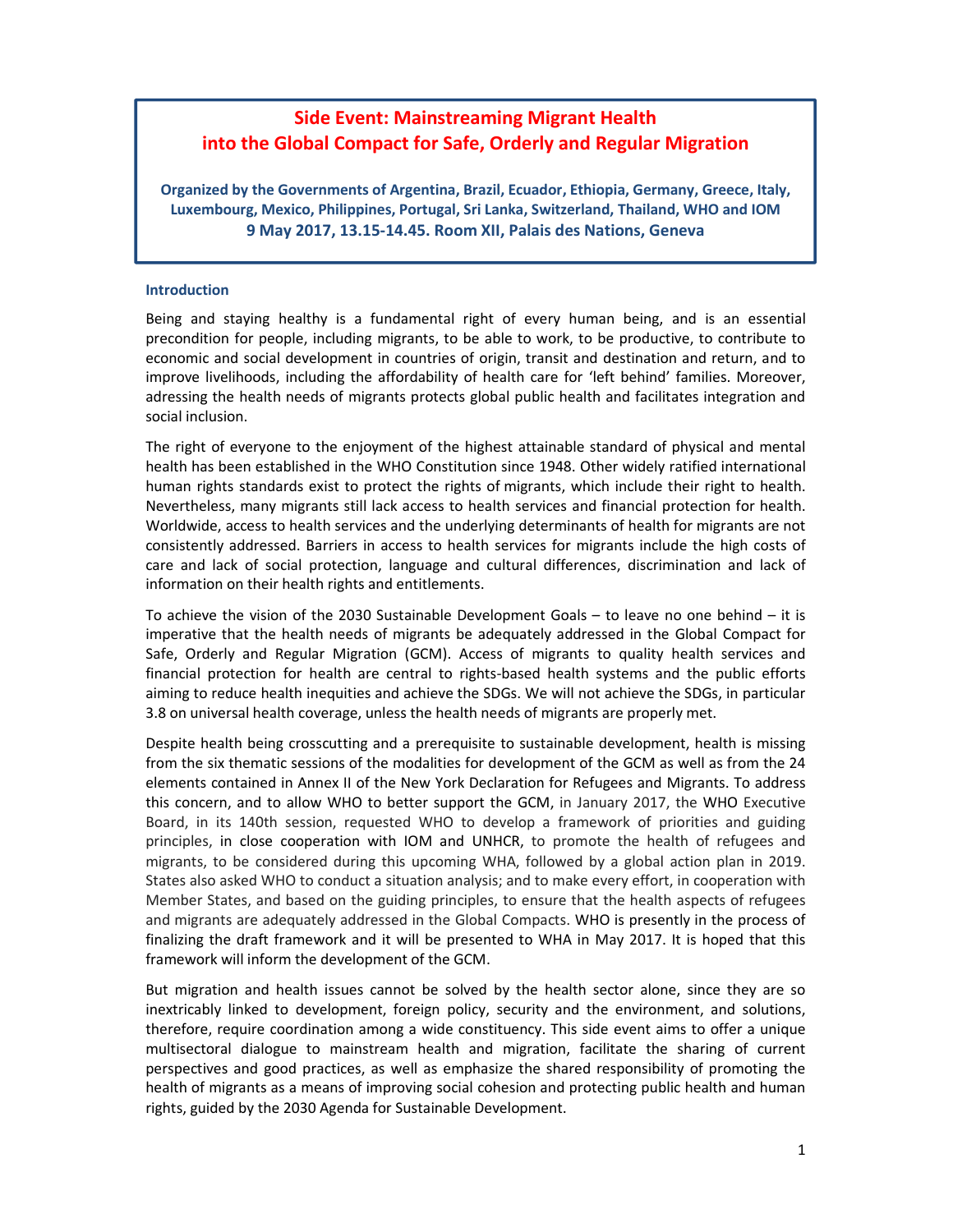# Side Event: Mainstreaming Migrant Health into the Global Compact for Safe, Orderly and Regular Migration

**Organized by the Governments of Argentina, Brazil, Ecuador, Ethiopia, Germany, Greece, Italy, Luxembourg, Mexico, Philippines, Portugal, Sri Lanka, Switzerland, Thailand, WHO and IOM**
**9 May 2017, 13.15-14.45. Room XII, Palais des Nations, Geneva**

## Introduction

Being and staying healthy is a fundamental right of every human being, and is an essential precondition for people, including migrants, to be able to work, to be productive, to contribute to economic and social development in countries of origin, transit and destination and return, and to improve livelihoods, including the affordability of health care for 'left behind' families. Moreover, adressing the health needs of migrants protects global public health and facilitates integration and social inclusion.

The right of everyone to the enjoyment of the highest attainable standard of physical and mental health has been established in the WHO Constitution since 1948. Other widely ratified international human rights standards exist to protect the rights of migrants, which include their right to health. Nevertheless, many migrants still lack access to health services and financial protection for health. Worldwide, access to health services and the underlying determinants of health for migrants are not consistently addressed. Barriers in access to health services for migrants include the high costs of care and lack of social protection, language and cultural differences, discrimination and lack of information on their health rights and entitlements.

To achieve the vision of the 2030 Sustainable Development Goals – to leave no one behind – it is imperative that the health needs of migrants be adequately addressed in the Global Compact for Safe, Orderly and Regular Migration (GCM). Access of migrants to quality health services and financial protection for health are central to rights-based health systems and the public efforts aiming to reduce health inequities and achieve the SDGs. We will not achieve the SDGs, in particular 3.8 on universal health coverage, unless the health needs of migrants are properly met.

Despite health being crosscutting and a prerequisite to sustainable development, health is missing from the six thematic sessions of the modalities for development of the GCM as well as from the 24 elements contained in Annex II of the New York Declaration for Refugees and Migrants. To address this concern, and to allow WHO to better support the GCM, in January 2017, the WHO Executive Board, in its 140th session, requested WHO to develop a framework of priorities and guiding principles, in close cooperation with IOM and UNHCR, to promote the health of refugees and migrants, to be considered during this upcoming WHA, followed by a global action plan in 2019. States also asked WHO to conduct a situation analysis; and to make every effort, in cooperation with Member States, and based on the guiding principles, to ensure that the health aspects of refugees and migrants are adequately addressed in the Global Compacts. WHO is presently in the process of finalizing the draft framework and it will be presented to WHA in May 2017. It is hoped that this framework will inform the development of the GCM.

But migration and health issues cannot be solved by the health sector alone, since they are so inextricably linked to development, foreign policy, security and the environment, and solutions, therefore, require coordination among a wide constituency. This side event aims to offer a unique multisectoral dialogue to mainstream health and migration, facilitate the sharing of current perspectives and good practices, as well as emphasize the shared responsibility of promoting the health of migrants as a means of improving social cohesion and protecting public health and human rights, guided by the 2030 Agenda for Sustainable Development.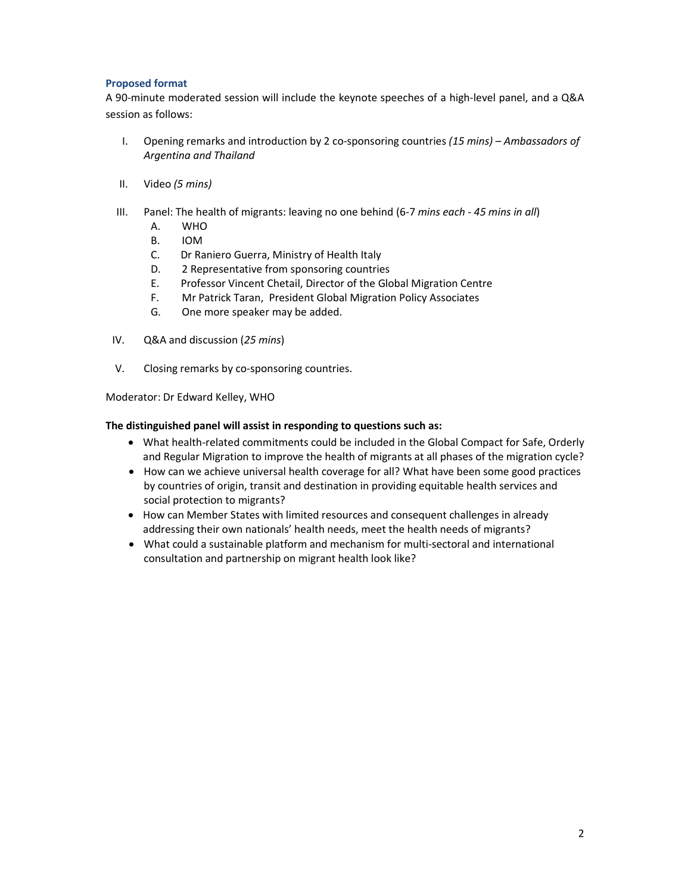### Proposed format

A 90-minute moderated session will include the keynote speeches of a high-level panel, and a Q&A session as follows:

I. Opening remarks and introduction by 2 co-sponsoring countries *(15 mins) – Ambassadors of Argentina and Thailand*

II. Video *(5 mins)*

III. Panel: The health of migrants: leaving no one behind (6-7 *mins each - 45 mins in all*)
   A. WHO
   B. IOM
   C. Dr Raniero Guerra, Ministry of Health Italy
   D. 2 Representative from sponsoring countries
   E. Professor Vincent Chetail, Director of the Global Migration Centre
   F. Mr Patrick Taran, President Global Migration Policy Associates
   G. One more speaker may be added.

IV. Q&A and discussion (*25 mins*)

V. Closing remarks by co-sponsoring countries.

Moderator: Dr Edward Kelley, WHO

**The distinguished panel will assist in responding to questions such as:**

- What health-related commitments could be included in the Global Compact for Safe, Orderly and Regular Migration to improve the health of migrants at all phases of the migration cycle?
- How can we achieve universal health coverage for all? What have been some good practices by countries of origin, transit and destination in providing equitable health services and social protection to migrants?
- How can Member States with limited resources and consequent challenges in already addressing their own nationals' health needs, meet the health needs of migrants?
- What could a sustainable platform and mechanism for multi-sectoral and international consultation and partnership on migrant health look like?